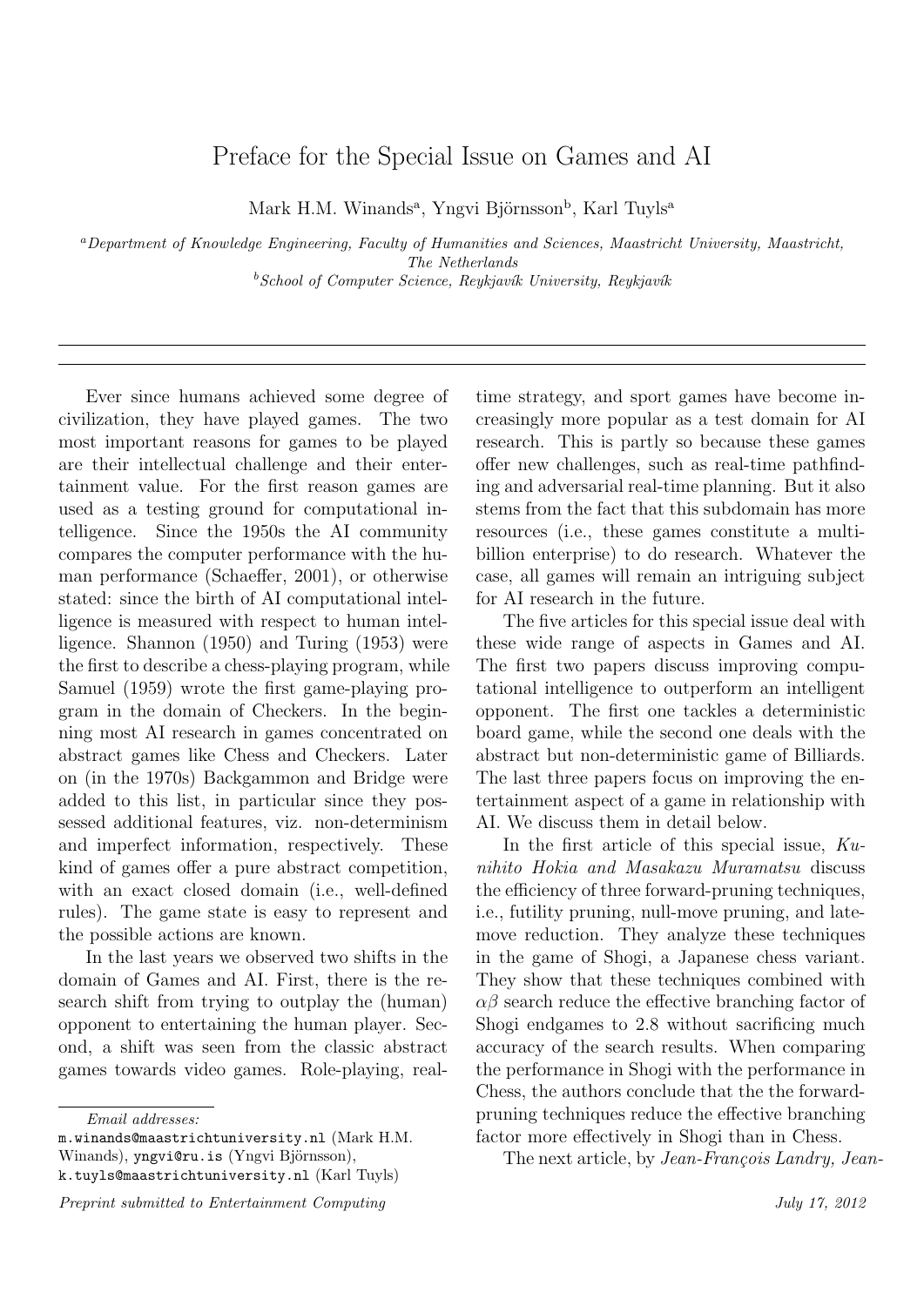# Preface for the Special Issue on Games and AI

Mark H.M. Winands[a], Yngvi Björnsson[b], Karl Tuyls[a]

[a]*Department of Knowledge Engineering, Faculty of Humanities and Sciences, Maastricht University, Maastricht, The Netherlands*

[b]*School of Computer Science, Reykjavík University, Reykjavík*

---

Ever since humans achieved some degree of civilization, they have played games. The two most important reasons for games to be played are their intellectual challenge and their entertainment value. For the first reason games are used as a testing ground for computational intelligence. Since the 1950s the AI community compares the computer performance with the human performance (Schaeffer, 2001), or otherwise stated: since the birth of AI computational intelligence is measured with respect to human intelligence. Shannon (1950) and Turing (1953) were the first to describe a chess-playing program, while Samuel (1959) wrote the first game-playing program in the domain of Checkers. In the beginning most AI research in games concentrated on abstract games like Chess and Checkers. Later on (in the 1970s) Backgammon and Bridge were added to this list, in particular since they possessed additional features, viz. non-determinism and imperfect information, respectively. These kind of games offer a pure abstract competition, with an exact closed domain (i.e., well-defined rules). The game state is easy to represent and the possible actions are known.

In the last years we observed two shifts in the domain of Games and AI. First, there is the research shift from trying to outplay the (human) opponent to entertaining the human player. Second, a shift was seen from the classic abstract games towards video games. Role-playing, real-time strategy, and sport games have become increasingly more popular as a test domain for AI research. This is partly so because these games offer new challenges, such as real-time pathfinding and adversarial real-time planning. But it also stems from the fact that this subdomain has more resources (i.e., these games constitute a multi-billion enterprise) to do research. Whatever the case, all games will remain an intriguing subject for AI research in the future.

The five articles for this special issue deal with these wide range of aspects in Games and AI. The first two papers discuss improving computational intelligence to outperform an intelligent opponent. The first one tackles a deterministic board game, while the second one deals with the abstract but non-deterministic game of Billiards. The last three papers focus on improving the entertainment aspect of a game in relationship with AI. We discuss them in detail below.

In the first article of this special issue, *Kunihito Hokia and Masakazu Muramatsu* discuss the efficiency of three forward-pruning techniques, i.e., futility pruning, null-move pruning, and late-move reduction. They analyze these techniques in the game of Shogi, a Japanese chess variant. They show that these techniques combined with $\alpha\beta$ search reduce the effective branching factor of Shogi endgames to 2.8 without sacrificing much accuracy of the search results. When comparing the performance in Shogi with the performance in Chess, the authors conclude that the the forward-pruning techniques reduce the effective branching factor more effectively in Shogi than in Chess.

The next article, by *Jean-François Landry, Jean-*

*Email addresses:*
m.winands@maastrichtuniversity.nl (Mark H.M. Winands), yngvi@ru.is (Yngvi Björnsson), k.tuyls@maastrichtuniversity.nl (Karl Tuyls)

*Preprint submitted to Entertainment Computing* *July 17, 2012*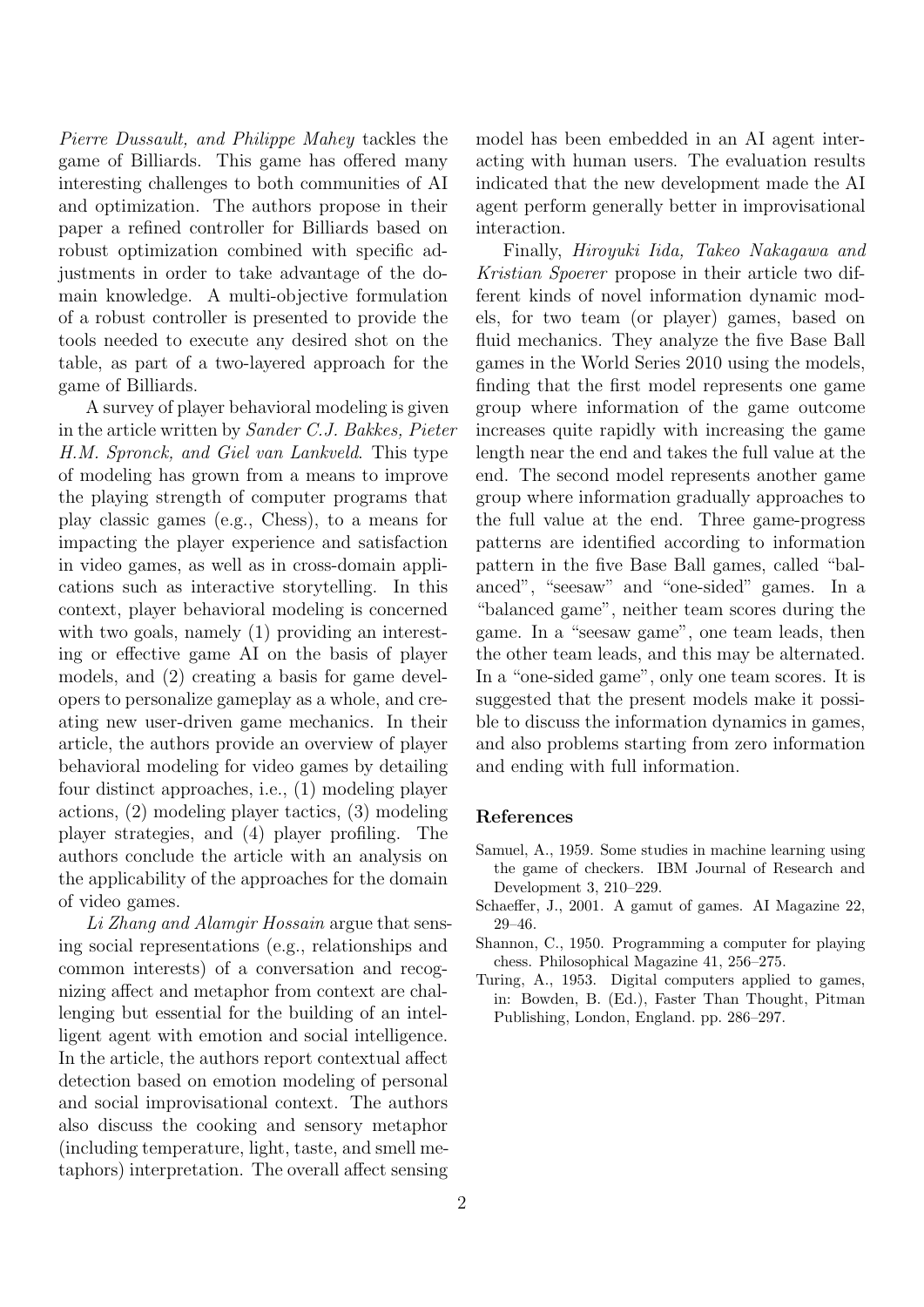*Pierre Dussault, and Philippe Mahey* tackles the game of Billiards. This game has offered many interesting challenges to both communities of AI and optimization. The authors propose in their paper a refined controller for Billiards based on robust optimization combined with specific adjustments in order to take advantage of the domain knowledge. A multi-objective formulation of a robust controller is presented to provide the tools needed to execute any desired shot on the table, as part of a two-layered approach for the game of Billiards.

A survey of player behavioral modeling is given in the article written by *Sander C.J. Bakkes, Pieter H.M. Spronck, and Giel van Lankveld*. This type of modeling has grown from a means to improve the playing strength of computer programs that play classic games (e.g., Chess), to a means for impacting the player experience and satisfaction in video games, as well as in cross-domain applications such as interactive storytelling. In this context, player behavioral modeling is concerned with two goals, namely (1) providing an interesting or effective game AI on the basis of player models, and (2) creating a basis for game developers to personalize gameplay as a whole, and creating new user-driven game mechanics. In their article, the authors provide an overview of player behavioral modeling for video games by detailing four distinct approaches, i.e., (1) modeling player actions, (2) modeling player tactics, (3) modeling player strategies, and (4) player profiling. The authors conclude the article with an analysis on the applicability of the approaches for the domain of video games.

*Li Zhang and Alamgir Hossain* argue that sensing social representations (e.g., relationships and common interests) of a conversation and recognizing affect and metaphor from context are challenging but essential for the building of an intelligent agent with emotion and social intelligence. In the article, the authors report contextual affect detection based on emotion modeling of personal and social improvisational context. The authors also discuss the cooking and sensory metaphor (including temperature, light, taste, and smell metaphors) interpretation. The overall affect sensing model has been embedded in an AI agent interacting with human users. The evaluation results indicated that the new development made the AI agent perform generally better in improvisational interaction.

Finally, *Hiroyuki Iida, Takeo Nakagawa and Kristian Spoerer* propose in their article two different kinds of novel information dynamic models, for two team (or player) games, based on fluid mechanics. They analyze the five Base Ball games in the World Series 2010 using the models, finding that the first model represents one game group where information of the game outcome increases quite rapidly with increasing the game length near the end and takes the full value at the end. The second model represents another game group where information gradually approaches to the full value at the end. Three game-progress patterns are identified according to information pattern in the five Base Ball games, called "balanced", "seesaw" and "one-sided" games. In a "balanced game", neither team scores during the game. In a "seesaw game", one team leads, then the other team leads, and this may be alternated. In a "one-sided game", only one team scores. It is suggested that the present models make it possible to discuss the information dynamics in games, and also problems starting from zero information and ending with full information.

## References

- Samuel, A., 1959. Some studies in machine learning using the game of checkers. IBM Journal of Research and Development 3, 210–229.
- Schaeffer, J., 2001. A gamut of games. AI Magazine 22, 29–46.
- Shannon, C., 1950. Programming a computer for playing chess. Philosophical Magazine 41, 256–275.
- Turing, A., 1953. Digital computers applied to games, in: Bowden, B. (Ed.), Faster Than Thought, Pitman Publishing, London, England. pp. 286–297.